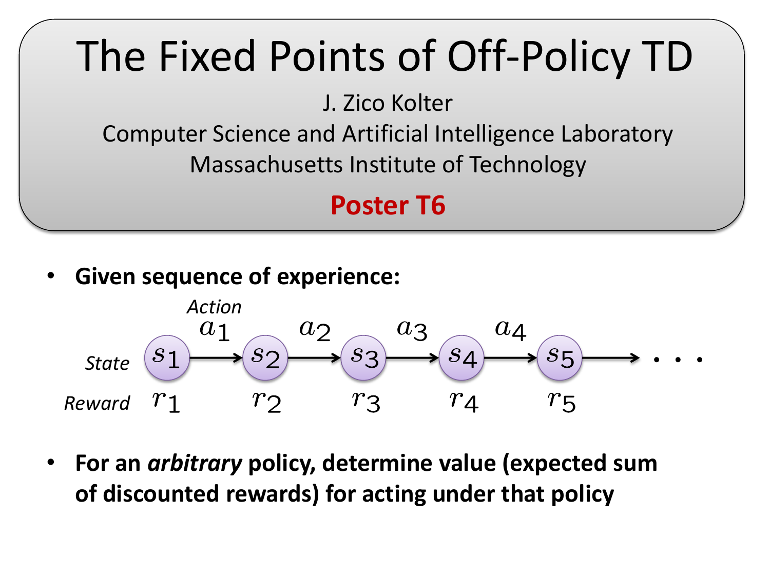# The Fixed Points of Off-Policy TD

J. Zico Kolter

Computer Science and Artificial Intelligence Laboratory

Massachusetts Institute of Technology

**Poster T6**

- **Given sequence of experience:**

*Action*: $a_1$, $a_2$, $a_3$, $a_4$

*State*: $s_1 \rightarrow s_2 \rightarrow s_3 \rightarrow s_4 \rightarrow s_5 \rightarrow \cdots$

*Reward*: $r_1$, $r_2$, $r_3$, $r_4$, $r_5$

- **For an *arbitrary* policy, determine value (expected sum of discounted rewards) for acting under that policy**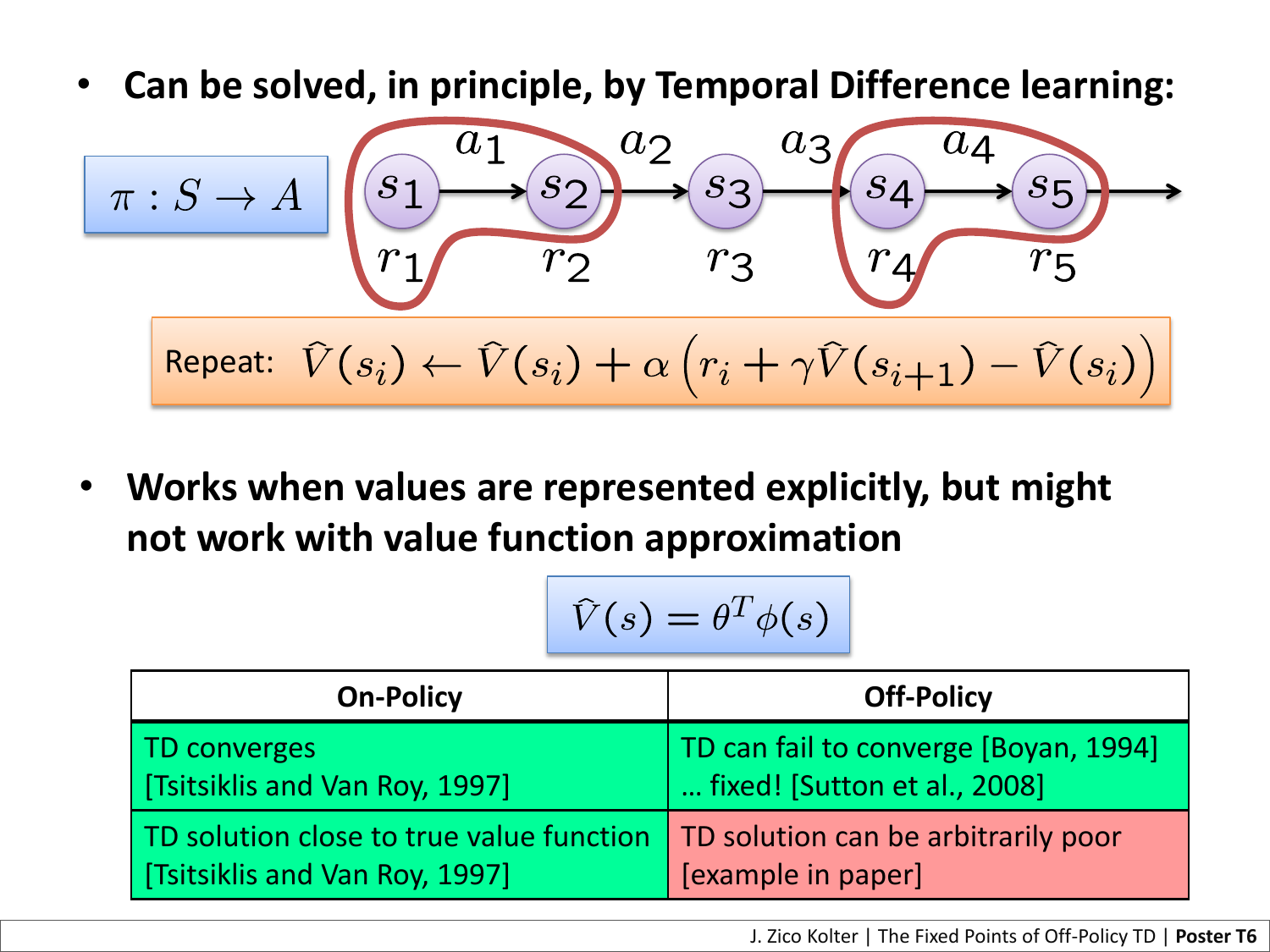- **Can be solved, in principle, by Temporal Difference learning:**

$\pi : S \rightarrow A$

$s_1 \xrightarrow{a_1} s_2 \xrightarrow{a_2} s_3 \xrightarrow{a_3} s_4 \xrightarrow{a_4} s_5 \rightarrow$

$r_1 \quad r_2 \quad r_3 \quad r_4 \quad r_5$

Repeat: $\hat{V}(s_i) \leftarrow \hat{V}(s_i) + \alpha \left( r_i + \gamma \hat{V}(s_{i+1}) - \hat{V}(s_i) \right)$

- **Works when values are represented explicitly, but might not work with value function approximation**

$$\hat{V}(s) = \theta^T \phi(s)$$

| On-Policy | Off-Policy |
| --- | --- |
| TD converges [Tsitsiklis and Van Roy, 1997] | TD can fail to converge [Boyan, 1994] … fixed! [Sutton et al., 2008] |
| TD solution close to true value function [Tsitsiklis and Van Roy, 1997] | TD solution can be arbitrarily poor [example in paper] |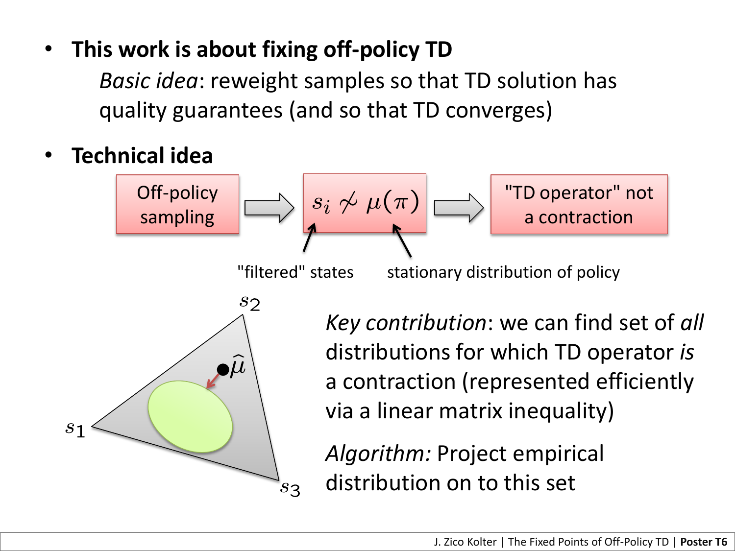- **This work is about fixing off-policy TD**

  *Basic idea*: reweight samples so that TD solution has quality guarantees (and so that TD converges)

- **Technical idea**

Off-policy sampling → $s_i \not\sim \mu(\pi)$ → "TD operator" not a contraction

"filtered" states    stationary distribution of policy

$s_2$

$\hat{\mu}$

$s_1$

$s_3$

*Key contribution*: we can find set of *all* distributions for which TD operator *is* a contraction (represented efficiently via a linear matrix inequality)

*Algorithm:* Project empirical distribution on to this set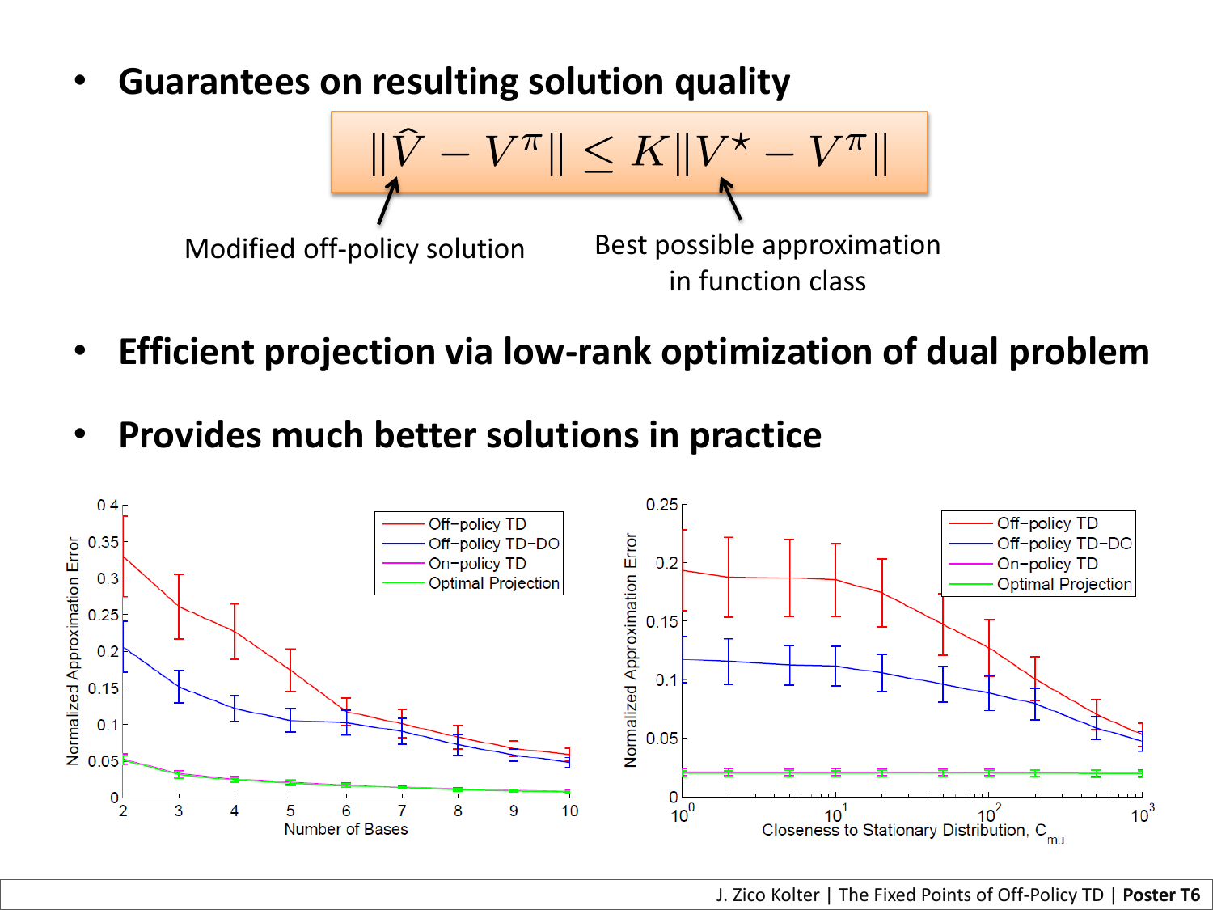- **Guarantees on resulting solution quality**

$$\|\hat{V} - V^{\pi}\| \leq K \|V^{\star} - V^{\pi}\|$$

Modified off-policy solution

Best possible approximation in function class

- **Efficient projection via low-rank optimization of dual problem**

- **Provides much better solutions in practice**

Normalized Approximation Error

0.4
0.35
0.3
0.25
0.2
0.15
0.1
0.05
0

2 3 4 5 6 7 8 9 10

Number of Bases

Off–policy TD
Off–policy TD–DO
On–policy TD
Optimal Projection

Normalized Approximation Error

0.25
0.2
0.15
0.1
0.05
0

$10^0$ $10^1$ $10^2$ $10^3$

Closeness to Stationary Distribution, $C_{mu}$

Off–policy TD
Off–policy TD–DO
On–policy TD
Optimal Projection

J. Zico Kolter | The Fixed Points of Off-Policy TD | **Poster T6**